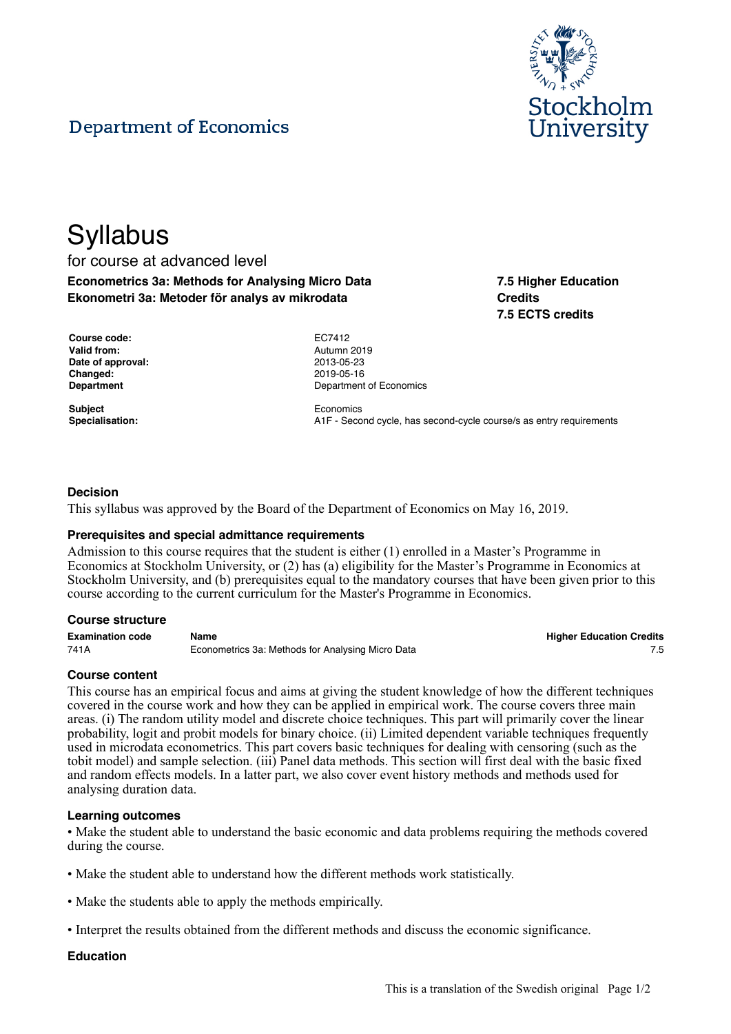Department of Economics

# Syllabus

for course at advanced level

**Econometrics 3a: Methods for Analysing Micro Data**
**Ekonometri 3a: Metoder för analys av mikrodata**

**7.5 Higher Education Credits**
**7.5 ECTS credits**

| | |
|---|---|
| **Course code:** | EC7412 |
| **Valid from:** | Autumn 2019 |
| **Date of approval:** | 2013-05-23 |
| **Changed:** | 2019-05-16 |
| **Department** | Department of Economics |
| **Subject** | Economics |
| **Specialisation:** | A1F - Second cycle, has second-cycle course/s as entry requirements |

### Decision

This syllabus was approved by the Board of the Department of Economics on May 16, 2019.

### Prerequisites and special admittance requirements

Admission to this course requires that the student is either (1) enrolled in a Master's Programme in Economics at Stockholm University, or (2) has (a) eligibility for the Master's Programme in Economics at Stockholm University, and (b) prerequisites equal to the mandatory courses that have been given prior to this course according to the current curriculum for the Master's Programme in Economics.

### Course structure

| Examination code | Name | Higher Education Credits |
|---|---|---|
| 741A | Econometrics 3a: Methods for Analysing Micro Data | 7.5 |

### Course content

This course has an empirical focus and aims at giving the student knowledge of how the different techniques covered in the course work and how they can be applied in empirical work. The course covers three main areas. (i) The random utility model and discrete choice techniques. This part will primarily cover the linear probability, logit and probit models for binary choice. (ii) Limited dependent variable techniques frequently used in microdata econometrics. This part covers basic techniques for dealing with censoring (such as the tobit model) and sample selection. (iii) Panel data methods. This section will first deal with the basic fixed and random effects models. In a latter part, we also cover event history methods and methods used for analysing duration data.

### Learning outcomes

• Make the student able to understand the basic economic and data problems requiring the methods covered during the course.

• Make the student able to understand how the different methods work statistically.

• Make the students able to apply the methods empirically.

• Interpret the results obtained from the different methods and discuss the economic significance.

### Education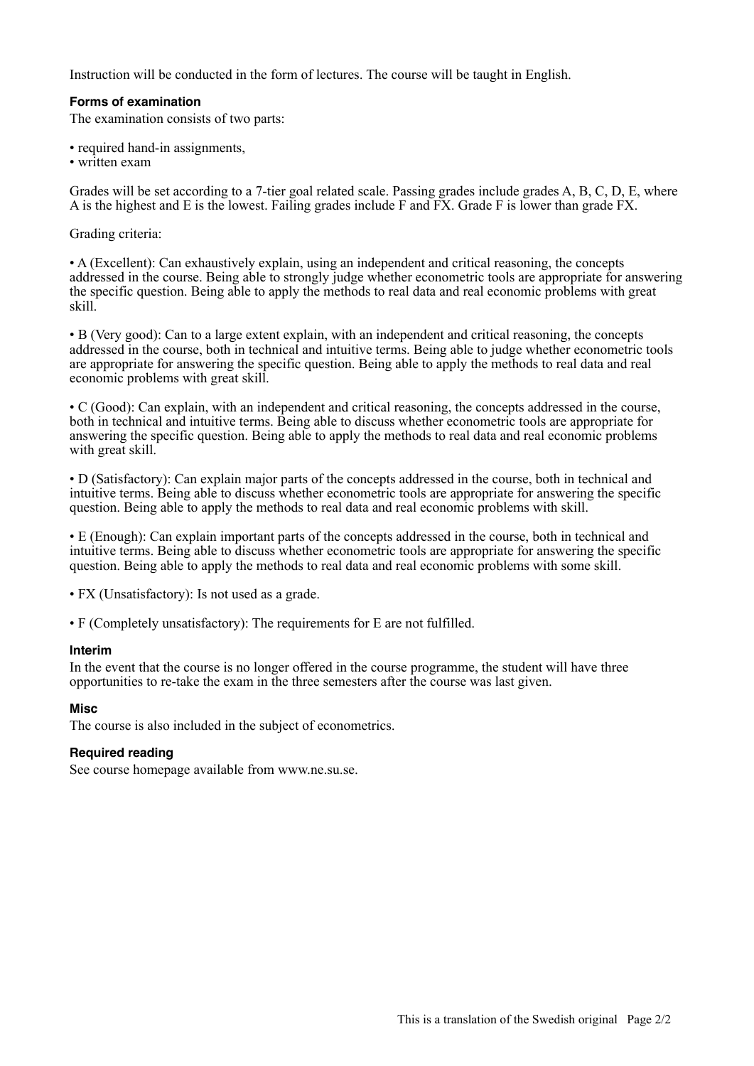Instruction will be conducted in the form of lectures. The course will be taught in English.

### Forms of examination

The examination consists of two parts:

- required hand-in assignments,
- written exam

Grades will be set according to a 7-tier goal related scale. Passing grades include grades A, B, C, D, E, where A is the highest and E is the lowest. Failing grades include F and FX. Grade F is lower than grade FX.

Grading criteria:

- A (Excellent): Can exhaustively explain, using an independent and critical reasoning, the concepts addressed in the course. Being able to strongly judge whether econometric tools are appropriate for answering the specific question. Being able to apply the methods to real data and real economic problems with great skill.

- B (Very good): Can to a large extent explain, with an independent and critical reasoning, the concepts addressed in the course, both in technical and intuitive terms. Being able to judge whether econometric tools are appropriate for answering the specific question. Being able to apply the methods to real data and real economic problems with great skill.

- C (Good): Can explain, with an independent and critical reasoning, the concepts addressed in the course, both in technical and intuitive terms. Being able to discuss whether econometric tools are appropriate for answering the specific question. Being able to apply the methods to real data and real economic problems with great skill.

- D (Satisfactory): Can explain major parts of the concepts addressed in the course, both in technical and intuitive terms. Being able to discuss whether econometric tools are appropriate for answering the specific question. Being able to apply the methods to real data and real economic problems with skill.

- E (Enough): Can explain important parts of the concepts addressed in the course, both in technical and intuitive terms. Being able to discuss whether econometric tools are appropriate for answering the specific question. Being able to apply the methods to real data and real economic problems with some skill.

- FX (Unsatisfactory): Is not used as a grade.

- F (Completely unsatisfactory): The requirements for E are not fulfilled.

### Interim

In the event that the course is no longer offered in the course programme, the student will have three opportunities to re-take the exam in the three semesters after the course was last given.

### Misc

The course is also included in the subject of econometrics.

### Required reading

See course homepage available from www.ne.su.se.

This is a translation of the Swedish original